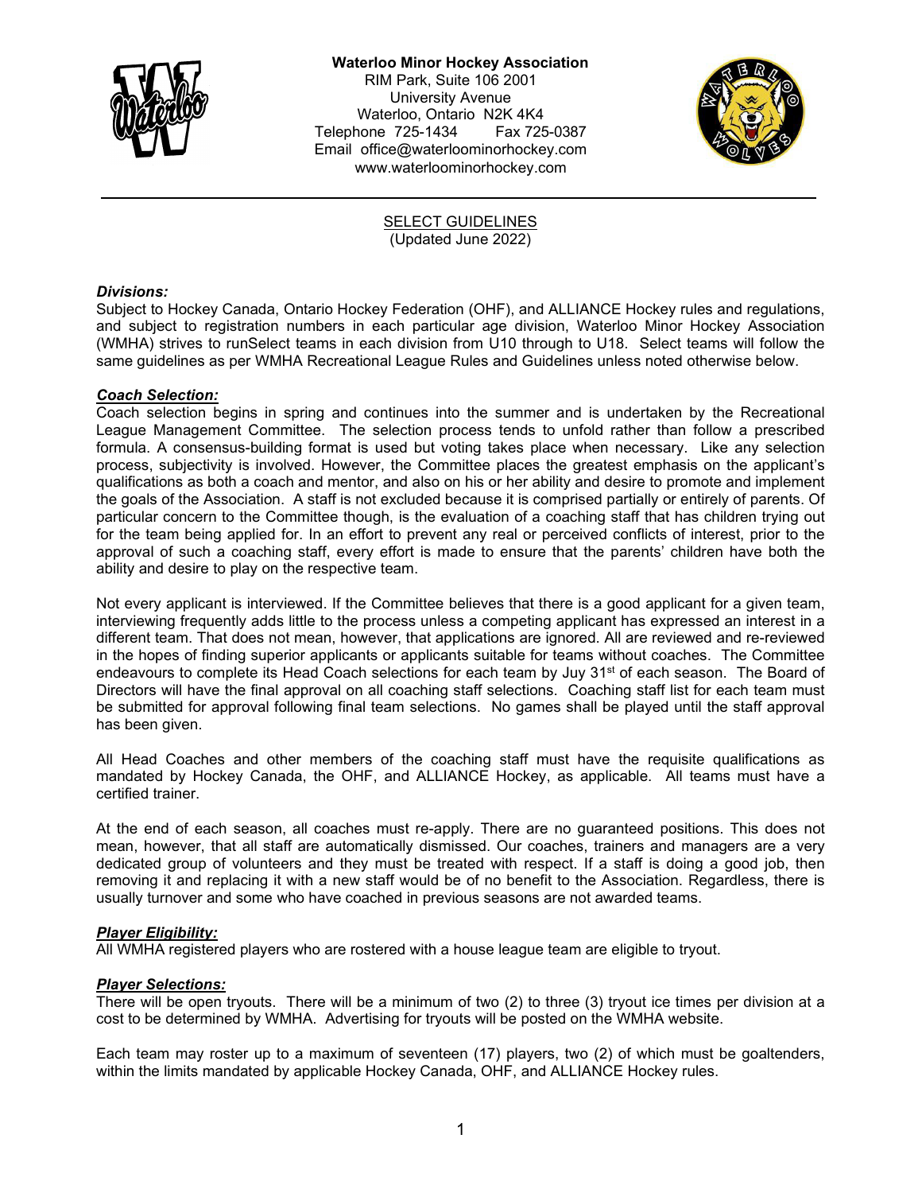**Waterloo Minor Hockey Association**
RIM Park, Suite 106 2001
University Avenue
Waterloo, Ontario N2K 4K4
Telephone 725-1434 Fax 725-0387
Email office@waterloominorhockey.com
www.waterloominorhockey.com

---

SELECT GUIDELINES
(Updated June 2022)

***Divisions:***

Subject to Hockey Canada, Ontario Hockey Federation (OHF), and ALLIANCE Hockey rules and regulations, and subject to registration numbers in each particular age division, Waterloo Minor Hockey Association (WMHA) strives to runSelect teams in each division from U10 through to U18. Select teams will follow the same guidelines as per WMHA Recreational League Rules and Guidelines unless noted otherwise below.

***Coach Selection:***

Coach selection begins in spring and continues into the summer and is undertaken by the Recreational League Management Committee. The selection process tends to unfold rather than follow a prescribed formula. A consensus-building format is used but voting takes place when necessary. Like any selection process, subjectivity is involved. However, the Committee places the greatest emphasis on the applicant's qualifications as both a coach and mentor, and also on his or her ability and desire to promote and implement the goals of the Association. A staff is not excluded because it is comprised partially or entirely of parents. Of particular concern to the Committee though, is the evaluation of a coaching staff that has children trying out for the team being applied for. In an effort to prevent any real or perceived conflicts of interest, prior to the approval of such a coaching staff, every effort is made to ensure that the parents' children have both the ability and desire to play on the respective team.

Not every applicant is interviewed. If the Committee believes that there is a good applicant for a given team, interviewing frequently adds little to the process unless a competing applicant has expressed an interest in a different team. That does not mean, however, that applications are ignored. All are reviewed and re-reviewed in the hopes of finding superior applicants or applicants suitable for teams without coaches. The Committee endeavours to complete its Head Coach selections for each team by Juy 31st of each season. The Board of Directors will have the final approval on all coaching staff selections. Coaching staff list for each team must be submitted for approval following final team selections. No games shall be played until the staff approval has been given.

All Head Coaches and other members of the coaching staff must have the requisite qualifications as mandated by Hockey Canada, the OHF, and ALLIANCE Hockey, as applicable. All teams must have a certified trainer.

At the end of each season, all coaches must re-apply. There are no guaranteed positions. This does not mean, however, that all staff are automatically dismissed. Our coaches, trainers and managers are a very dedicated group of volunteers and they must be treated with respect. If a staff is doing a good job, then removing it and replacing it with a new staff would be of no benefit to the Association. Regardless, there is usually turnover and some who have coached in previous seasons are not awarded teams.

***Player Eligibility:***

All WMHA registered players who are rostered with a house league team are eligible to tryout.

***Player Selections:***

There will be open tryouts. There will be a minimum of two (2) to three (3) tryout ice times per division at a cost to be determined by WMHA. Advertising for tryouts will be posted on the WMHA website.

Each team may roster up to a maximum of seventeen (17) players, two (2) of which must be goaltenders, within the limits mandated by applicable Hockey Canada, OHF, and ALLIANCE Hockey rules.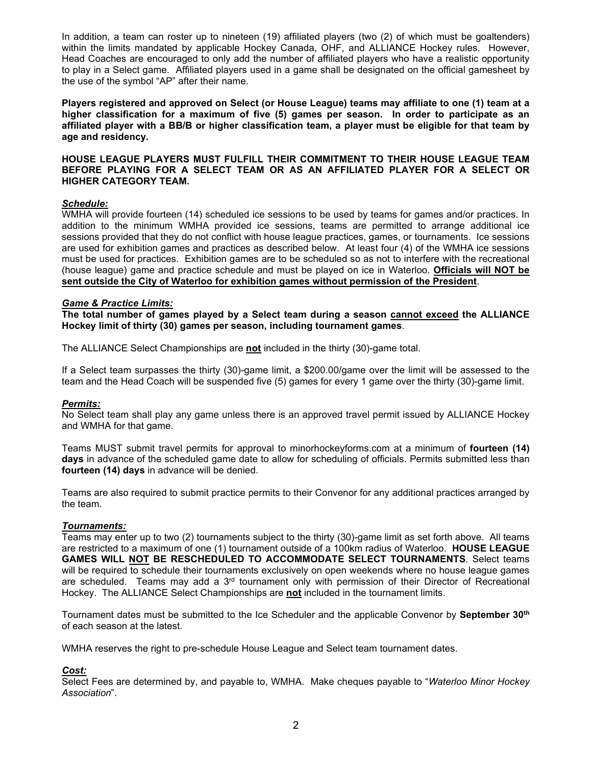In addition, a team can roster up to nineteen (19) affiliated players (two (2) of which must be goaltenders) within the limits mandated by applicable Hockey Canada, OHF, and ALLIANCE Hockey rules. However, Head Coaches are encouraged to only add the number of affiliated players who have a realistic opportunity to play in a Select game. Affiliated players used in a game shall be designated on the official gamesheet by the use of the symbol "AP" after their name.

**Players registered and approved on Select (or House League) teams may affiliate to one (1) team at a higher classification for a maximum of five (5) games per season. In order to participate as an affiliated player with a BB/B or higher classification team, a player must be eligible for that team by age and residency.**

**HOUSE LEAGUE PLAYERS MUST FULFILL THEIR COMMITMENT TO THEIR HOUSE LEAGUE TEAM BEFORE PLAYING FOR A SELECT TEAM OR AS AN AFFILIATED PLAYER FOR A SELECT OR HIGHER CATEGORY TEAM.**

***Schedule:***

WMHA will provide fourteen (14) scheduled ice sessions to be used by teams for games and/or practices. In addition to the minimum WMHA provided ice sessions, teams are permitted to arrange additional ice sessions provided that they do not conflict with house league practices, games, or tournaments. Ice sessions are used for exhibition games and practices as described below. At least four (4) of the WMHA ice sessions must be used for practices. Exhibition games are to be scheduled so as not to interfere with the recreational (house league) game and practice schedule and must be played on ice in Waterloo. **Officials will NOT be sent outside the City of Waterloo for exhibition games without permission of the President**.

***Game & Practice Limits:***

**The total number of games played by a Select team during a season cannot exceed the ALLIANCE Hockey limit of thirty (30) games per season, including tournament games**.

The ALLIANCE Select Championships are **not** included in the thirty (30)-game total.

If a Select team surpasses the thirty (30)-game limit, a $200.00/game over the limit will be assessed to the team and the Head Coach will be suspended five (5) games for every 1 game over the thirty (30)-game limit.

***Permits:***

No Select team shall play any game unless there is an approved travel permit issued by ALLIANCE Hockey and WMHA for that game.

Teams MUST submit travel permits for approval to minorhockeyforms.com at a minimum of **fourteen (14) days** in advance of the scheduled game date to allow for scheduling of officials. Permits submitted less than **fourteen (14) days** in advance will be denied.

Teams are also required to submit practice permits to their Convenor for any additional practices arranged by the team.

***Tournaments:***

Teams may enter up to two (2) tournaments subject to the thirty (30)-game limit as set forth above. All teams are restricted to a maximum of one (1) tournament outside of a 100km radius of Waterloo. **HOUSE LEAGUE GAMES WILL NOT BE RESCHEDULED TO ACCOMMODATE SELECT TOURNAMENTS**. Select teams will be required to schedule their tournaments exclusively on open weekends where no house league games are scheduled. Teams may add a 3rd tournament only with permission of their Director of Recreational Hockey. The ALLIANCE Select Championships are **not** included in the tournament limits.

Tournament dates must be submitted to the Ice Scheduler and the applicable Convenor by **September 30th** of each season at the latest.

WMHA reserves the right to pre-schedule House League and Select team tournament dates.

***Cost:***

Select Fees are determined by, and payable to, WMHA. Make cheques payable to "*Waterloo Minor Hockey Association*".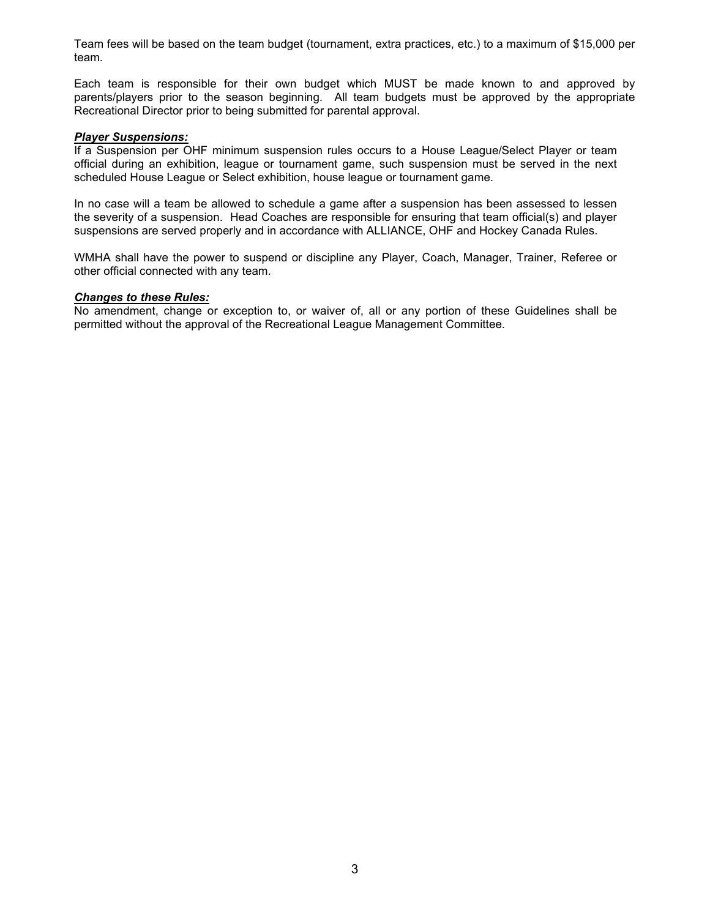Team fees will be based on the team budget (tournament, extra practices, etc.) to a maximum of $15,000 per team.

Each team is responsible for their own budget which MUST be made known to and approved by parents/players prior to the season beginning. All team budgets must be approved by the appropriate Recreational Director prior to being submitted for parental approval.

***Player Suspensions:***

If a Suspension per OHF minimum suspension rules occurs to a House League/Select Player or team official during an exhibition, league or tournament game, such suspension must be served in the next scheduled House League or Select exhibition, house league or tournament game.

In no case will a team be allowed to schedule a game after a suspension has been assessed to lessen the severity of a suspension. Head Coaches are responsible for ensuring that team official(s) and player suspensions are served properly and in accordance with ALLIANCE, OHF and Hockey Canada Rules.

WMHA shall have the power to suspend or discipline any Player, Coach, Manager, Trainer, Referee or other official connected with any team.

***Changes to these Rules:***

No amendment, change or exception to, or waiver of, all or any portion of these Guidelines shall be permitted without the approval of the Recreational League Management Committee.